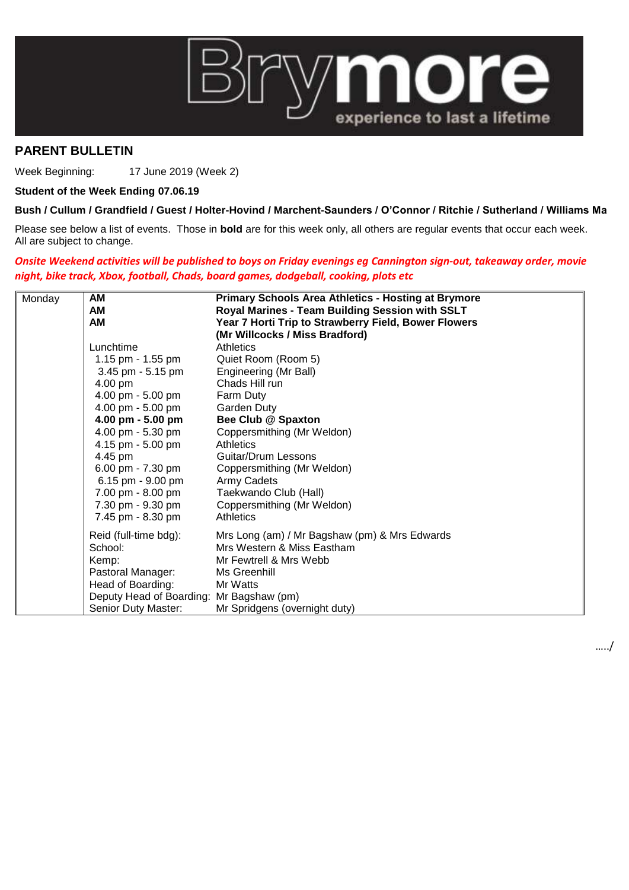# Brymore

experience to last a lifetime

## PARENT BULLETIN

Week Beginning: 17 June 2019 (Week 2)

**Student of the Week Ending 07.06.19**

**Bush / Cullum / Grandfield / Guest / Holter-Hovind / Marchent-Saunders / O'Connor / Ritchie / Sutherland / Williams Ma**

Please see below a list of events. Those in **bold** are for this week only, all others are regular events that occur each week. All are subject to change.

***Onsite Weekend activities will be published to boys on Friday evenings eg Cannington sign-out, takeaway order, movie night, bike track, Xbox, football, Chads, board games, dodgeball, cooking, plots etc***

| Day | Time | Event |
|---|---|---|
| Monday | **AM** | **Primary Schools Area Athletics - Hosting at Brymore** |
| | **AM** | **Royal Marines - Team Building Session with SSLT** |
| | **AM** | **Year 7 Horti Trip to Strawberry Field, Bower Flowers (Mr Willcocks / Miss Bradford)** |
| | Lunchtime | Athletics |
| | 1.15 pm - 1.55 pm | Quiet Room (Room 5) |
| | 3.45 pm - 5.15 pm | Engineering (Mr Ball) |
| | 4.00 pm | Chads Hill run |
| | 4.00 pm - 5.00 pm | Farm Duty |
| | 4.00 pm - 5.00 pm | Garden Duty |
| | **4.00 pm - 5.00 pm** | **Bee Club @ Spaxton** |
| | 4.00 pm - 5.30 pm | Coppersmithing (Mr Weldon) |
| | 4.15 pm - 5.00 pm | Athletics |
| | 4.45 pm | Guitar/Drum Lessons |
| | 6.00 pm - 7.30 pm | Coppersmithing (Mr Weldon) |
| | 6.15 pm - 9.00 pm | Army Cadets |
| | 7.00 pm - 8.00 pm | Taekwando Club (Hall) |
| | 7.30 pm - 9.30 pm | Coppersmithing (Mr Weldon) |
| | 7.45 pm - 8.30 pm | Athletics |
| | Reid (full-time bdg): | Mrs Long (am) / Mr Bagshaw (pm) & Mrs Edwards |
| | School: | Mrs Western & Miss Eastham |
| | Kemp: | Mr Fewtrell & Mrs Webb |
| | Pastoral Manager: | Ms Greenhill |
| | Head of Boarding: | Mr Watts |
| | Deputy Head of Boarding: | Mr Bagshaw (pm) |
| | Senior Duty Master: | Mr Spridgens (overnight duty) |

…../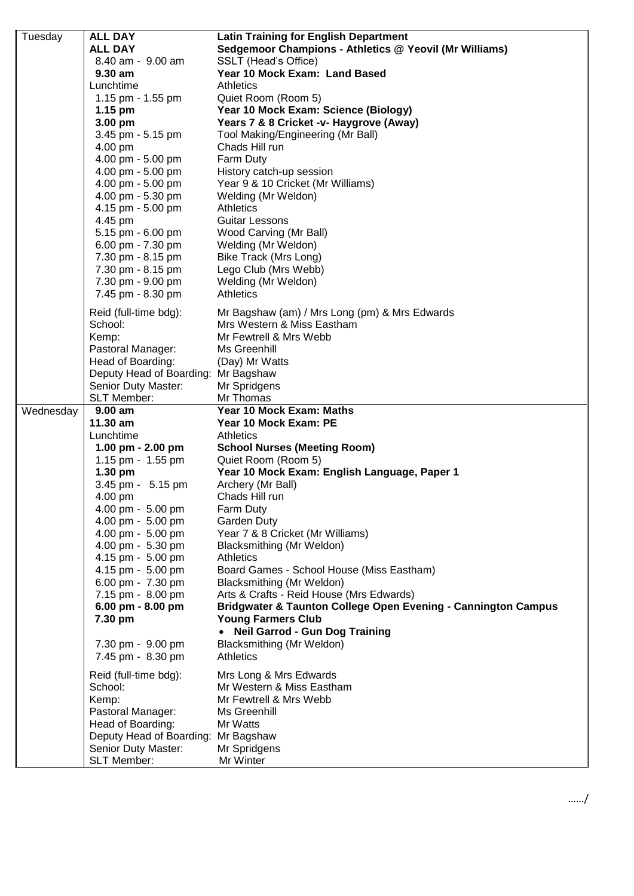| Day | Time | Event |
|---|---|---|
| Tuesday | **ALL DAY** | **Latin Training for English Department** |
| | **ALL DAY** | **Sedgemoor Champions - Athletics @ Yeovil (Mr Williams)** |
| | 8.40 am - 9.00 am | SSLT (Head's Office) |
| | **9.30 am** | **Year 10 Mock Exam: Land Based** |
| | Lunchtime | Athletics |
| | 1.15 pm - 1.55 pm | Quiet Room (Room 5) |
| | **1.15 pm** | **Year 10 Mock Exam: Science (Biology)** |
| | **3.00 pm** | **Years 7 & 8 Cricket -v- Haygrove (Away)** |
| | 3.45 pm - 5.15 pm | Tool Making/Engineering (Mr Ball) |
| | 4.00 pm | Chads Hill run |
| | 4.00 pm - 5.00 pm | Farm Duty |
| | 4.00 pm - 5.00 pm | History catch-up session |
| | 4.00 pm - 5.00 pm | Year 9 & 10 Cricket (Mr Williams) |
| | 4.00 pm - 5.30 pm | Welding (Mr Weldon) |
| | 4.15 pm - 5.00 pm | Athletics |
| | 4.45 pm | Guitar Lessons |
| | 5.15 pm - 6.00 pm | Wood Carving (Mr Ball) |
| | 6.00 pm - 7.30 pm | Welding (Mr Weldon) |
| | 7.30 pm - 8.15 pm | Bike Track (Mrs Long) |
| | 7.30 pm - 8.15 pm | Lego Club (Mrs Webb) |
| | 7.30 pm - 9.00 pm | Welding (Mr Weldon) |
| | 7.45 pm - 8.30 pm | Athletics |
| | Reid (full-time bdg): | Mr Bagshaw (am) / Mrs Long (pm) & Mrs Edwards |
| | School: | Mrs Western & Miss Eastham |
| | Kemp: | Mr Fewtrell & Mrs Webb |
| | Pastoral Manager: | Ms Greenhill |
| | Head of Boarding: | (Day) Mr Watts |
| | Deputy Head of Boarding: | Mr Bagshaw |
| | Senior Duty Master: | Mr Spridgens |
| | SLT Member: | Mr Thomas |
| Wednesday | **9.00 am** | **Year 10 Mock Exam: Maths** |
| | **11.30 am** | **Year 10 Mock Exam: PE** |
| | Lunchtime | Athletics |
| | **1.00 pm - 2.00 pm** | **School Nurses (Meeting Room)** |
| | 1.15 pm - 1.55 pm | Quiet Room (Room 5) |
| | **1.30 pm** | **Year 10 Mock Exam: English Language, Paper 1** |
| | 3.45 pm - 5.15 pm | Archery (Mr Ball) |
| | 4.00 pm | Chads Hill run |
| | 4.00 pm - 5.00 pm | Farm Duty |
| | 4.00 pm - 5.00 pm | Garden Duty |
| | 4.00 pm - 5.00 pm | Year 7 & 8 Cricket (Mr Williams) |
| | 4.00 pm - 5.30 pm | Blacksmithing (Mr Weldon) |
| | 4.15 pm - 5.00 pm | Athletics |
| | 4.15 pm - 5.00 pm | Board Games - School House (Miss Eastham) |
| | 6.00 pm - 7.30 pm | Blacksmithing (Mr Weldon) |
| | 7.15 pm - 8.00 pm | Arts & Crafts - Reid House (Mrs Edwards) |
| | **6.00 pm - 8.00 pm** | **Bridgwater & Taunton College Open Evening - Cannington Campus** |
| | **7.30 pm** | **Young Farmers Club** <br> • **Neil Garrod - Gun Dog Training** |
| | 7.30 pm - 9.00 pm | Blacksmithing (Mr Weldon) |
| | 7.45 pm - 8.30 pm | Athletics |
| | Reid (full-time bdg): | Mrs Long & Mrs Edwards |
| | School: | Mr Western & Miss Eastham |
| | Kemp: | Mr Fewtrell & Mrs Webb |
| | Pastoral Manager: | Ms Greenhill |
| | Head of Boarding: | Mr Watts |
| | Deputy Head of Boarding: | Mr Bagshaw |
| | Senior Duty Master: | Mr Spridgens |
| | SLT Member: | Mr Winter |

……/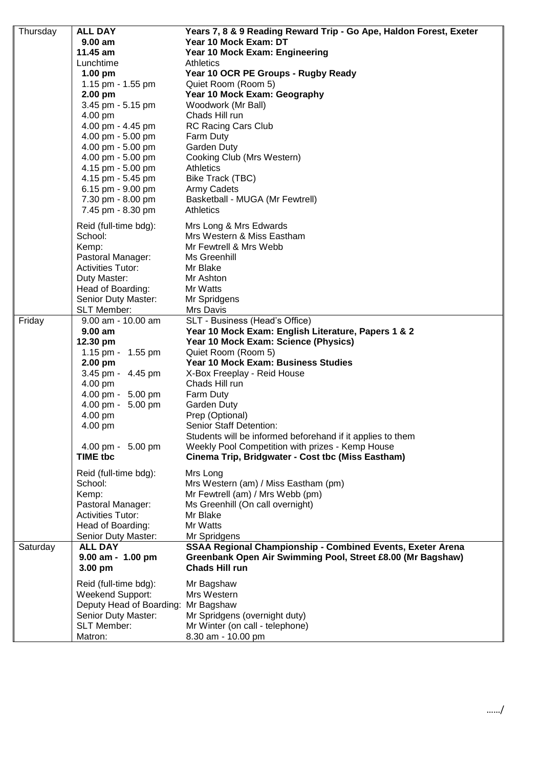| Day | Time | Activity |
|---|---|---|
| Thursday | **ALL DAY** | **Years 7, 8 & 9 Reading Reward Trip - Go Ape, Haldon Forest, Exeter** |
| | **9.00 am** | **Year 10 Mock Exam: DT** |
| | **11.45 am** | **Year 10 Mock Exam: Engineering** |
| | Lunchtime | Athletics |
| | **1.00 pm** | **Year 10 OCR PE Groups - Rugby Ready** |
| | 1.15 pm - 1.55 pm | Quiet Room (Room 5) |
| | **2.00 pm** | **Year 10 Mock Exam: Geography** |
| | 3.45 pm - 5.15 pm | Woodwork (Mr Ball) |
| | 4.00 pm | Chads Hill run |
| | 4.00 pm - 4.45 pm | RC Racing Cars Club |
| | 4.00 pm - 5.00 pm | Farm Duty |
| | 4.00 pm - 5.00 pm | Garden Duty |
| | 4.00 pm - 5.00 pm | Cooking Club (Mrs Western) |
| | 4.15 pm - 5.00 pm | Athletics |
| | 4.15 pm - 5.45 pm | Bike Track (TBC) |
| | 6.15 pm - 9.00 pm | Army Cadets |
| | 7.30 pm - 8.00 pm | Basketball - MUGA (Mr Fewtrell) |
| | 7.45 pm - 8.30 pm | Athletics |
| | Reid (full-time bdg): | Mrs Long & Mrs Edwards |
| | School: | Mrs Western & Miss Eastham |
| | Kemp: | Mr Fewtrell & Mrs Webb |
| | Pastoral Manager: | Ms Greenhill |
| | Activities Tutor: | Mr Blake |
| | Duty Master: | Mr Ashton |
| | Head of Boarding: | Mr Watts |
| | Senior Duty Master: | Mr Spridgens |
| | SLT Member: | Mrs Davis |
| Friday | 9.00 am - 10.00 am | SLT - Business (Head's Office) |
| | **9.00 am** | **Year 10 Mock Exam: English Literature, Papers 1 & 2** |
| | **12.30 pm** | **Year 10 Mock Exam: Science (Physics)** |
| | 1.15 pm - 1.55 pm | Quiet Room (Room 5) |
| | **2.00 pm** | **Year 10 Mock Exam: Business Studies** |
| | 3.45 pm - 4.45 pm | X-Box Freeplay - Reid House |
| | 4.00 pm | Chads Hill run |
| | 4.00 pm - 5.00 pm | Farm Duty |
| | 4.00 pm - 5.00 pm | Garden Duty |
| | 4.00 pm | Prep (Optional) |
| | 4.00 pm | Senior Staff Detention: Students will be informed beforehand if it applies to them |
| | 4.00 pm - 5.00 pm | Weekly Pool Competition with prizes - Kemp House |
| | **TIME tbc** | **Cinema Trip, Bridgwater - Cost tbc (Miss Eastham)** |
| | Reid (full-time bdg): | Mrs Long |
| | School: | Mrs Western (am) / Miss Eastham (pm) |
| | Kemp: | Mr Fewtrell (am) / Mrs Webb (pm) |
| | Pastoral Manager: | Ms Greenhill (On call overnight) |
| | Activities Tutor: | Mr Blake |
| | Head of Boarding: | Mr Watts |
| | Senior Duty Master: | Mr Spridgens |
| Saturday | **ALL DAY** | **SSAA Regional Championship - Combined Events, Exeter Arena** |
| | **9.00 am - 1.00 pm** | **Greenbank Open Air Swimming Pool, Street £8.00 (Mr Bagshaw)** |
| | **3.00 pm** | **Chads Hill run** |
| | Reid (full-time bdg): | Mr Bagshaw |
| | Weekend Support: | Mrs Western |
| | Deputy Head of Boarding: | Mr Bagshaw |
| | Senior Duty Master: | Mr Spridgens (overnight duty) |
| | SLT Member: | Mr Winter (on call - telephone) |
| | Matron: | 8.30 am - 10.00 pm |

……/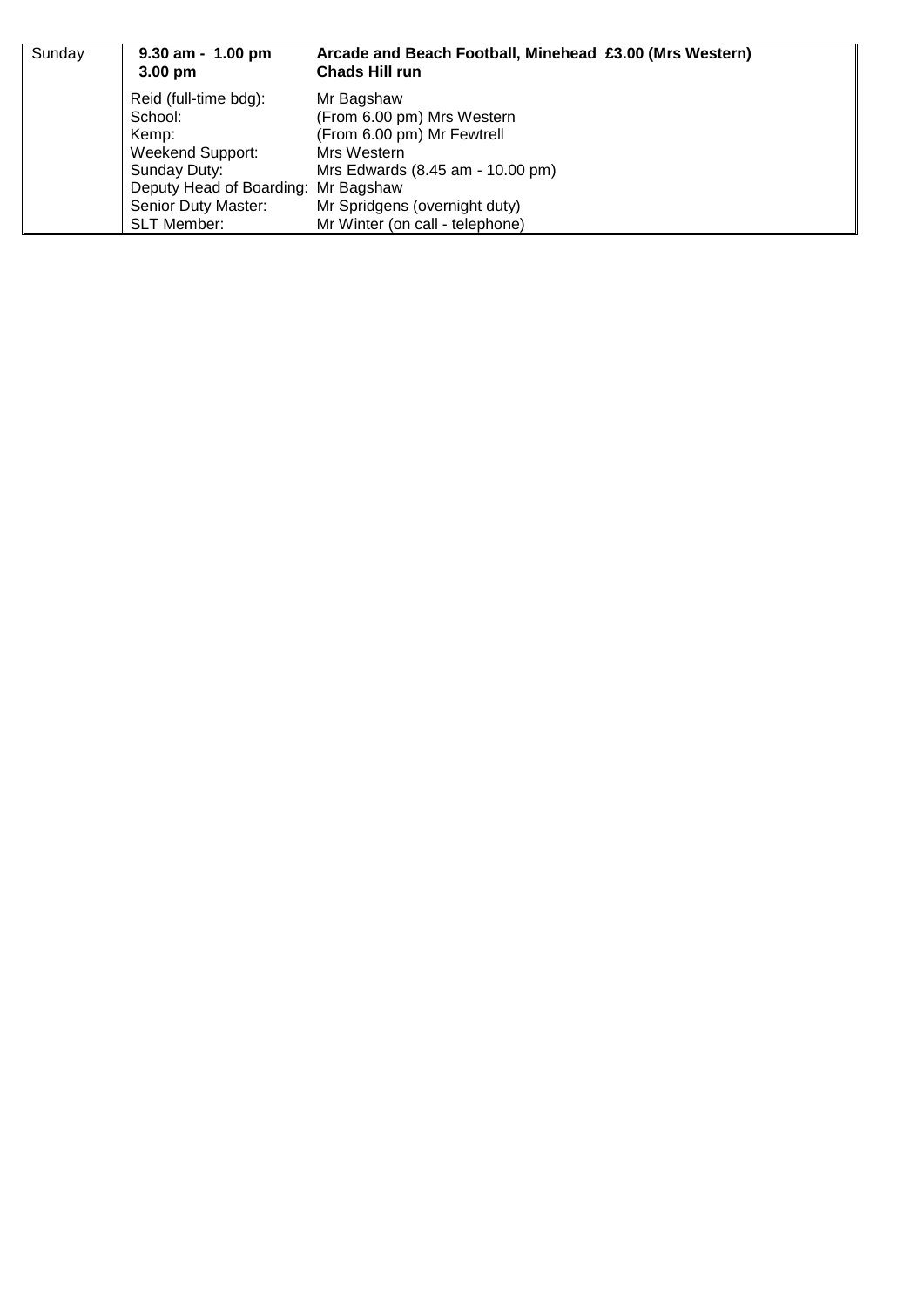| | | |
|---|---|---|
| Sunday | **9.30 am - 1.00 pm**<br>**3.00 pm** | **Arcade and Beach Football, Minehead £3.00 (Mrs Western)**<br>**Chads Hill run** |
| | Reid (full-time bdg):<br>School:<br>Kemp:<br>Weekend Support:<br>Sunday Duty:<br>Deputy Head of Boarding:<br>Senior Duty Master:<br>SLT Member: | Mr Bagshaw<br>(From 6.00 pm) Mrs Western<br>(From 6.00 pm) Mr Fewtrell<br>Mrs Western<br>Mrs Edwards (8.45 am - 10.00 pm)<br>Mr Bagshaw<br>Mr Spridgens (overnight duty)<br>Mr Winter (on call - telephone) |